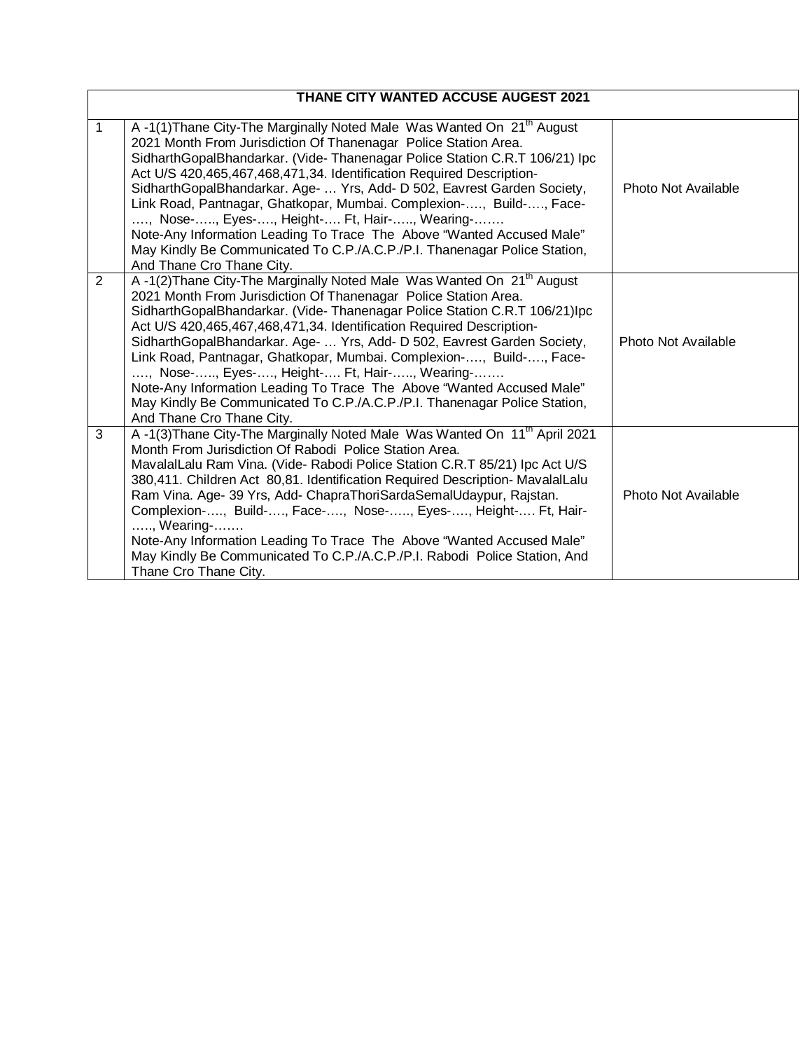| THANE CITY WANTED ACCUSE AUGEST 2021 | | |
|---|---|---|
| 1 | A -1(1)Thane City-The Marginally Noted Male Was Wanted On 21th August 2021 Month From Jurisdiction Of Thanenagar Police Station Area. SidharthGopalBhandarkar. (Vide- Thanenagar Police Station C.R.T 106/21) Ipc Act U/S 420,465,467,468,471,34. Identification Required Description- SidharthGopalBhandarkar. Age- … Yrs, Add- D 502, Eavrest Garden Society, Link Road, Pantnagar, Ghatkopar, Mumbai. Complexion-…., Build-…., Face-…., Nose-….., Eyes-…., Height-…. Ft, Hair-….., Wearing-……. Note-Any Information Leading To Trace The Above "Wanted Accused Male" May Kindly Be Communicated To C.P./A.C.P./P.I. Thanenagar Police Station, And Thane Cro Thane City. | Photo Not Available |
| 2 | A -1(2)Thane City-The Marginally Noted Male Was Wanted On 21th August 2021 Month From Jurisdiction Of Thanenagar Police Station Area. SidharthGopalBhandarkar. (Vide- Thanenagar Police Station C.R.T 106/21)Ipc Act U/S 420,465,467,468,471,34. Identification Required Description- SidharthGopalBhandarkar. Age- … Yrs, Add- D 502, Eavrest Garden Society, Link Road, Pantnagar, Ghatkopar, Mumbai. Complexion-…., Build-…., Face-…., Nose-….., Eyes-…., Height-…. Ft, Hair-….., Wearing-……. Note-Any Information Leading To Trace The Above "Wanted Accused Male" May Kindly Be Communicated To C.P./A.C.P./P.I. Thanenagar Police Station, And Thane Cro Thane City. | Photo Not Available |
| 3 | A -1(3)Thane City-The Marginally Noted Male Was Wanted On 11th April 2021 Month From Jurisdiction Of Rabodi Police Station Area. MavalalLalu Ram Vina. (Vide- Rabodi Police Station C.R.T 85/21) Ipc Act U/S 380,411. Children Act 80,81. Identification Required Description- MavalalLalu Ram Vina. Age- 39 Yrs, Add- ChapraThoriSardaSemalUdaypur, Rajstan. Complexion-…., Build-…., Face-…., Nose-….., Eyes-…., Height-…. Ft, Hair-….., Wearing-……. Note-Any Information Leading To Trace The Above "Wanted Accused Male" May Kindly Be Communicated To C.P./A.C.P./P.I. Rabodi Police Station, And Thane Cro Thane City. | Photo Not Available |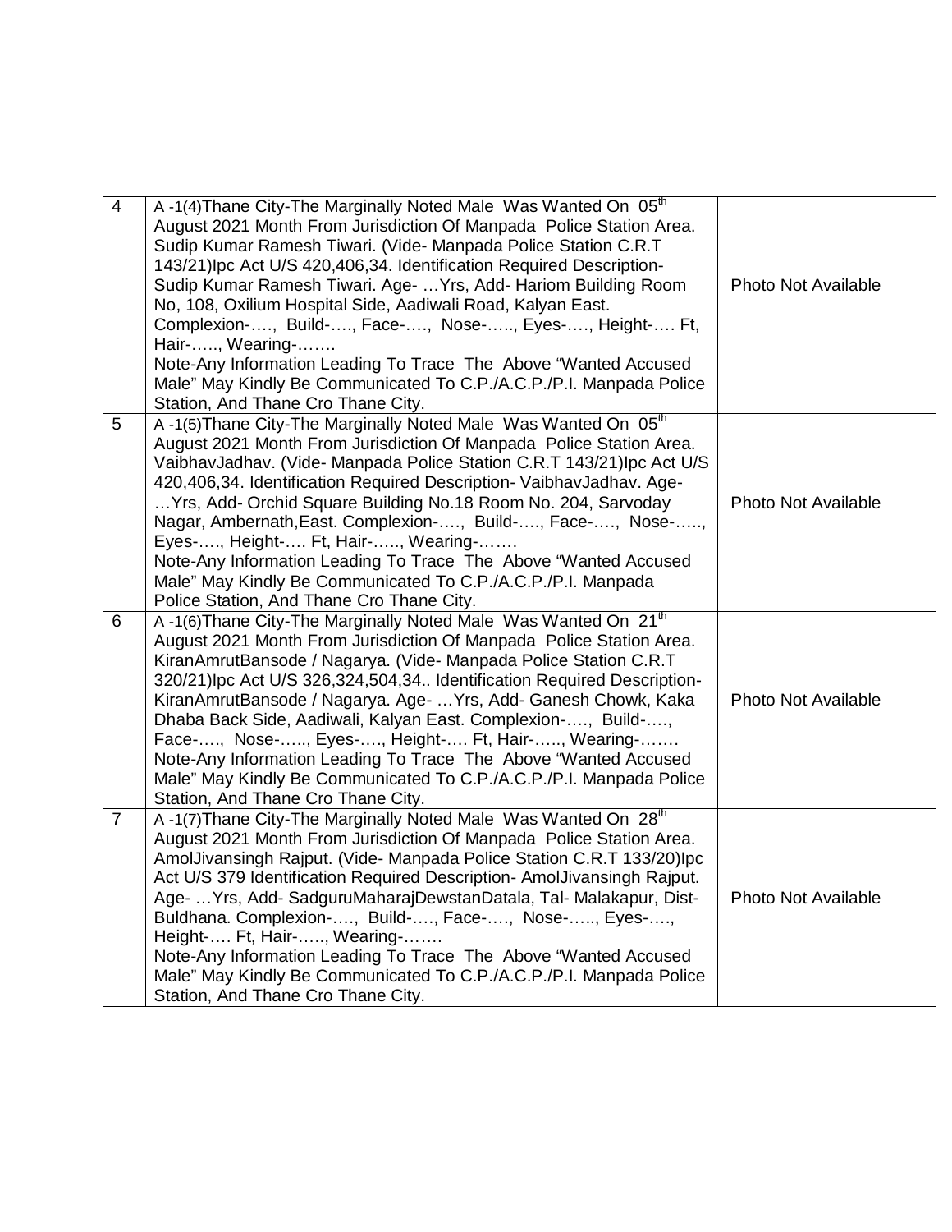| | | |
|---|---|---|
| 4 | A -1(4)Thane City-The Marginally Noted Male Was Wanted On 05th August 2021 Month From Jurisdiction Of Manpada Police Station Area. Sudip Kumar Ramesh Tiwari. (Vide- Manpada Police Station C.R.T 143/21)Ipc Act U/S 420,406,34. Identification Required Description- Sudip Kumar Ramesh Tiwari. Age- …Yrs, Add- Hariom Building Room No, 108, Oxilium Hospital Side, Aadiwali Road, Kalyan East. Complexion-…., Build-…., Face-…., Nose-….., Eyes-…., Height-…. Ft, Hair-….., Wearing-…….<br>Note-Any Information Leading To Trace The Above "Wanted Accused Male" May Kindly Be Communicated To C.P./A.C.P./P.I. Manpada Police Station, And Thane Cro Thane City. | Photo Not Available |
| 5 | A -1(5)Thane City-The Marginally Noted Male Was Wanted On 05th August 2021 Month From Jurisdiction Of Manpada Police Station Area. VaibhavJadhav. (Vide- Manpada Police Station C.R.T 143/21)Ipc Act U/S 420,406,34. Identification Required Description- VaibhavJadhav. Age- …Yrs, Add- Orchid Square Building No.18 Room No. 204, Sarvoday Nagar, Ambernath,East. Complexion-…., Build-…., Face-…., Nose-….., Eyes-…., Height-…. Ft, Hair-….., Wearing-…….<br>Note-Any Information Leading To Trace The Above "Wanted Accused Male" May Kindly Be Communicated To C.P./A.C.P./P.I. Manpada Police Station, And Thane Cro Thane City. | Photo Not Available |
| 6 | A -1(6)Thane City-The Marginally Noted Male Was Wanted On 21th August 2021 Month From Jurisdiction Of Manpada Police Station Area. KiranAmrutBansode / Nagarya. (Vide- Manpada Police Station C.R.T 320/21)Ipc Act U/S 326,324,504,34.. Identification Required Description- KiranAmrutBansode / Nagarya. Age- …Yrs, Add- Ganesh Chowk, Kaka Dhaba Back Side, Aadiwali, Kalyan East. Complexion-…., Build-…., Face-…., Nose-….., Eyes-…., Height-…. Ft, Hair-….., Wearing-…….<br>Note-Any Information Leading To Trace The Above "Wanted Accused Male" May Kindly Be Communicated To C.P./A.C.P./P.I. Manpada Police Station, And Thane Cro Thane City. | Photo Not Available |
| 7 | A -1(7)Thane City-The Marginally Noted Male Was Wanted On 28th August 2021 Month From Jurisdiction Of Manpada Police Station Area. AmolJivansingh Rajput. (Vide- Manpada Police Station C.R.T 133/20)Ipc Act U/S 379 Identification Required Description- AmolJivansingh Rajput. Age- …Yrs, Add- SadguruMaharajDewstanDatala, Tal- Malakapur, Dist- Buldhana. Complexion-…., Build-…., Face-…., Nose-….., Eyes-…., Height-…. Ft, Hair-….., Wearing-…….<br>Note-Any Information Leading To Trace The Above "Wanted Accused Male" May Kindly Be Communicated To C.P./A.C.P./P.I. Manpada Police Station, And Thane Cro Thane City. | Photo Not Available |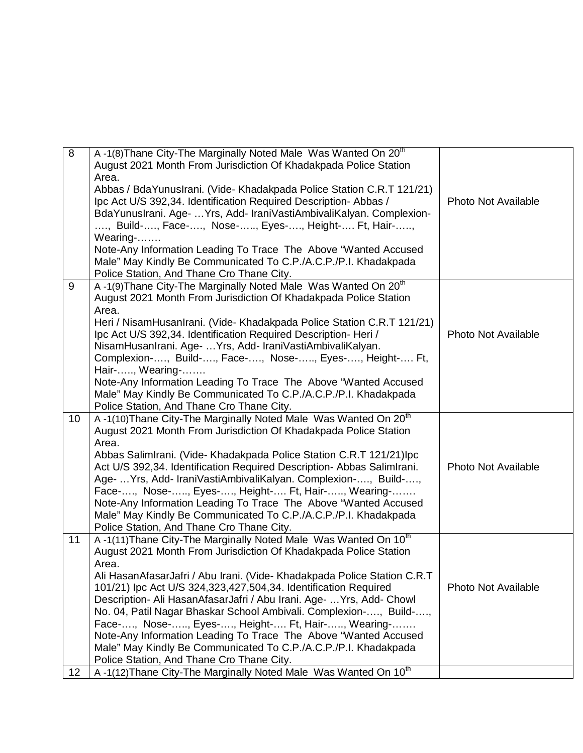| | | |
|---|---|---|
| 8 | A -1(8)Thane City-The Marginally Noted Male Was Wanted On 20th August 2021 Month From Jurisdiction Of Khadakpada Police Station Area.<br>Abbas / BdaYunusIrani. (Vide- Khadakpada Police Station C.R.T 121/21) Ipc Act U/S 392,34. Identification Required Description- Abbas / BdaYunusIrani. Age- …Yrs, Add- IraniVastiAmbivaliKalyan. Complexion-…., Build-…., Face-…., Nose-….., Eyes-…., Height-…. Ft, Hair-….., Wearing-…….<br>Note-Any Information Leading To Trace The Above "Wanted Accused Male" May Kindly Be Communicated To C.P./A.C.P./P.I. Khadakpada Police Station, And Thane Cro Thane City. | Photo Not Available |
| 9 | A -1(9)Thane City-The Marginally Noted Male Was Wanted On 20th August 2021 Month From Jurisdiction Of Khadakpada Police Station Area.<br>Heri / NisamHusanIrani. (Vide- Khadakpada Police Station C.R.T 121/21) Ipc Act U/S 392,34. Identification Required Description- Heri / NisamHusanIrani. Age- …Yrs, Add- IraniVastiAmbivaliKalyan. Complexion-…., Build-…., Face-…., Nose-….., Eyes-…., Height-…. Ft, Hair-….., Wearing-…….<br>Note-Any Information Leading To Trace The Above "Wanted Accused Male" May Kindly Be Communicated To C.P./A.C.P./P.I. Khadakpada Police Station, And Thane Cro Thane City. | Photo Not Available |
| 10 | A -1(10)Thane City-The Marginally Noted Male Was Wanted On 20th August 2021 Month From Jurisdiction Of Khadakpada Police Station Area.<br>Abbas SalimIrani. (Vide- Khadakpada Police Station C.R.T 121/21)Ipc Act U/S 392,34. Identification Required Description- Abbas SalimIrani. Age- …Yrs, Add- IraniVastiAmbivaliKalyan. Complexion-…., Build-…., Face-…., Nose-….., Eyes-…., Height-…. Ft, Hair-….., Wearing-…….<br>Note-Any Information Leading To Trace The Above "Wanted Accused Male" May Kindly Be Communicated To C.P./A.C.P./P.I. Khadakpada Police Station, And Thane Cro Thane City. | Photo Not Available |
| 11 | A -1(11)Thane City-The Marginally Noted Male Was Wanted On 10th August 2021 Month From Jurisdiction Of Khadakpada Police Station Area.<br>Ali HasanAfasarJafri / Abu Irani. (Vide- Khadakpada Police Station C.R.T 101/21) Ipc Act U/S 324,323,427,504,34. Identification Required Description- Ali HasanAfasarJafri / Abu Irani. Age- …Yrs, Add- Chowl No. 04, Patil Nagar Bhaskar School Ambivali. Complexion-…., Build-…., Face-…., Nose-….., Eyes-…., Height-…. Ft, Hair-….., Wearing-…….<br>Note-Any Information Leading To Trace The Above "Wanted Accused Male" May Kindly Be Communicated To C.P./A.C.P./P.I. Khadakpada Police Station, And Thane Cro Thane City. | Photo Not Available |
| 12 | A -1(12)Thane City-The Marginally Noted Male Was Wanted On 10th | |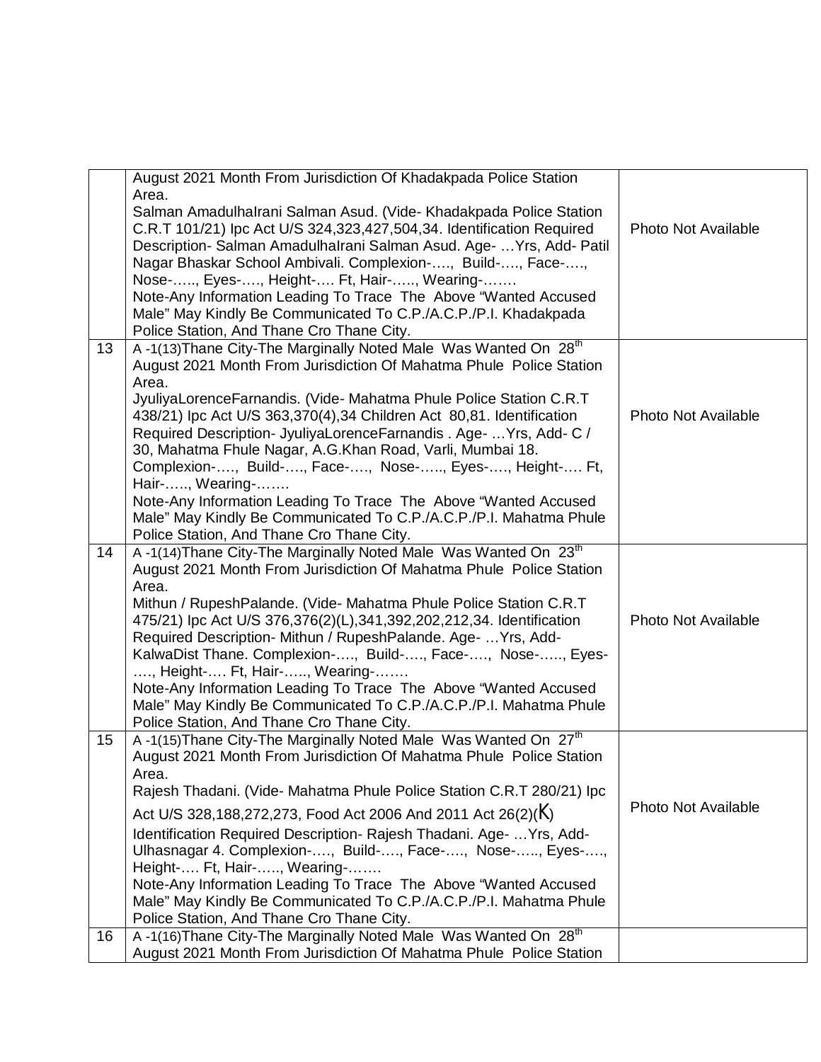|  |  |  |
|---|---|---|
|  | August 2021 Month From Jurisdiction Of Khadakpada Police Station Area.<br>Salman AmadulhaIrani Salman Asud. (Vide- Khadakpada Police Station C.R.T 101/21) Ipc Act U/S 324,323,427,504,34. Identification Required Description- Salman AmadulhaIrani Salman Asud. Age- …Yrs, Add- Patil Nagar Bhaskar School Ambivali. Complexion-…., Build-…., Face-…., Nose-….., Eyes-…., Height-…. Ft, Hair-….., Wearing-…….<br>Note-Any Information Leading To Trace The Above "Wanted Accused Male" May Kindly Be Communicated To C.P./A.C.P./P.I. Khadakpada Police Station, And Thane Cro Thane City. | Photo Not Available |
| 13 | A -1(13)Thane City-The Marginally Noted Male Was Wanted On 28th August 2021 Month From Jurisdiction Of Mahatma Phule Police Station Area.<br>JyuliyaLorenceFarnandis. (Vide- Mahatma Phule Police Station C.R.T 438/21) Ipc Act U/S 363,370(4),34 Children Act 80,81. Identification Required Description- JyuliyaLorenceFarnandis . Age- …Yrs, Add- C / 30, Mahatma Fhule Nagar, A.G.Khan Road, Varli, Mumbai 18. Complexion-…., Build-…., Face-…., Nose-….., Eyes-…., Height-…. Ft, Hair-….., Wearing-…….<br>Note-Any Information Leading To Trace The Above "Wanted Accused Male" May Kindly Be Communicated To C.P./A.C.P./P.I. Mahatma Phule Police Station, And Thane Cro Thane City. | Photo Not Available |
| 14 | A -1(14)Thane City-The Marginally Noted Male Was Wanted On 23th August 2021 Month From Jurisdiction Of Mahatma Phule Police Station Area.<br>Mithun / RupeshPalande. (Vide- Mahatma Phule Police Station C.R.T 475/21) Ipc Act U/S 376,376(2)(L),341,392,202,212,34. Identification Required Description- Mithun / RupeshPalande. Age- …Yrs, Add- KalwaDist Thane. Complexion-…., Build-…., Face-…., Nose-….., Eyes-…., Height-…. Ft, Hair-….., Wearing-…….<br>Note-Any Information Leading To Trace The Above "Wanted Accused Male" May Kindly Be Communicated To C.P./A.C.P./P.I. Mahatma Phule Police Station, And Thane Cro Thane City. | Photo Not Available |
| 15 | A -1(15)Thane City-The Marginally Noted Male Was Wanted On 27th August 2021 Month From Jurisdiction Of Mahatma Phule Police Station Area.<br>Rajesh Thadani. (Vide- Mahatma Phule Police Station C.R.T 280/21) Ipc Act U/S 328,188,272,273, Food Act 2006 And 2011 Act 26(2)(K) Identification Required Description- Rajesh Thadani. Age- …Yrs, Add- Ulhasnagar 4. Complexion-…., Build-…., Face-…., Nose-….., Eyes-…., Height-…. Ft, Hair-….., Wearing-…….<br>Note-Any Information Leading To Trace The Above "Wanted Accused Male" May Kindly Be Communicated To C.P./A.C.P./P.I. Mahatma Phule Police Station, And Thane Cro Thane City. | Photo Not Available |
| 16 | A -1(16)Thane City-The Marginally Noted Male Was Wanted On 28th August 2021 Month From Jurisdiction Of Mahatma Phule Police Station |  |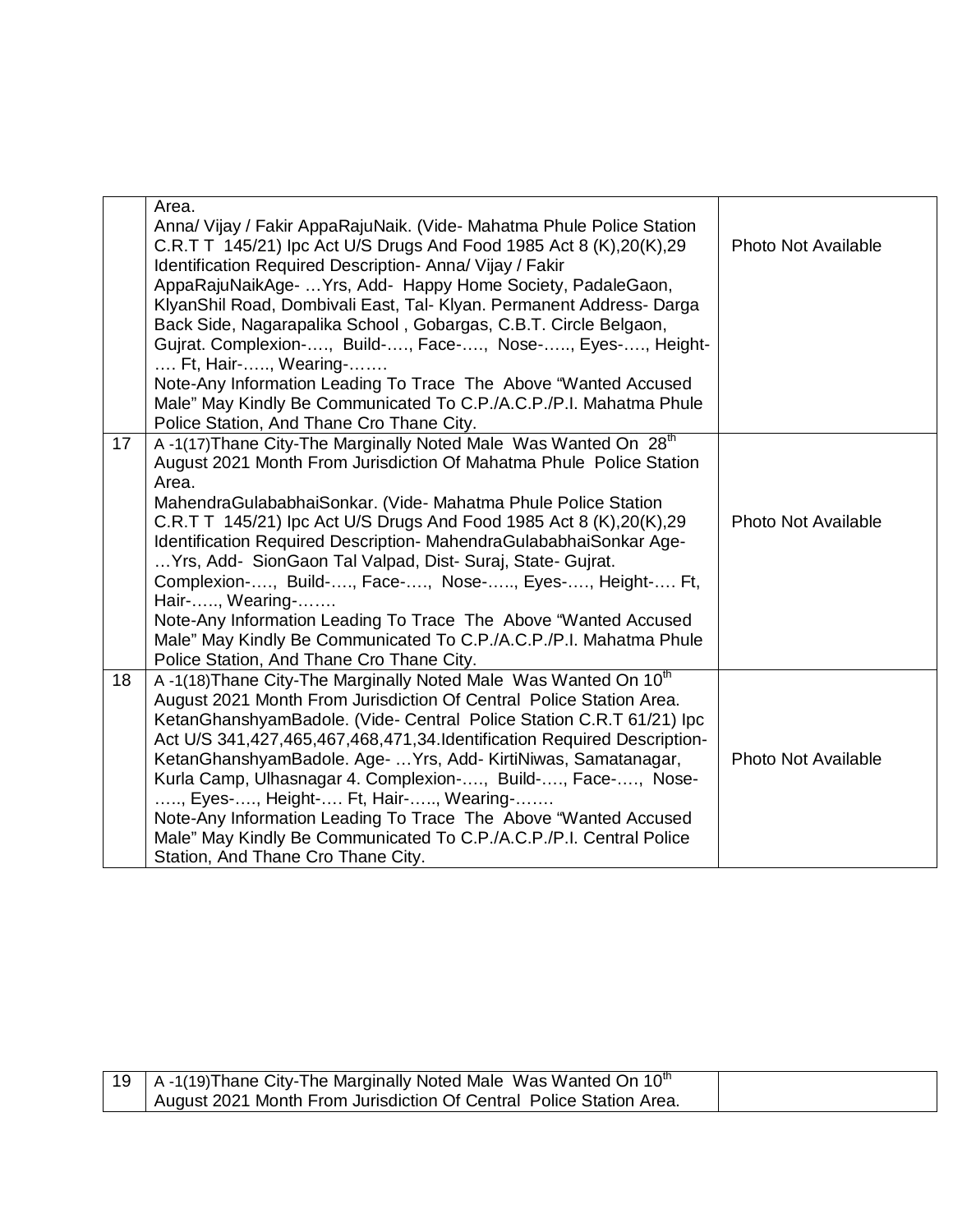| | | |
|---|---|---|
| | Area.<br>Anna/ Vijay / Fakir AppaRajuNaik. (Vide- Mahatma Phule Police Station C.R.T T 145/21) Ipc Act U/S Drugs And Food 1985 Act 8 (K),20(K),29 Identification Required Description- Anna/ Vijay / Fakir AppaRajuNaikAge- …Yrs, Add- Happy Home Society, PadaleGaon, KlyanShil Road, Dombivali East, Tal- Klyan. Permanent Address- Darga Back Side, Nagarapalika School , Gobargas, C.B.T. Circle Belgaon, Gujrat. Complexion-…., Build-…., Face-…., Nose-….., Eyes-…., Height-…. Ft, Hair-….., Wearing-…….<br>Note-Any Information Leading To Trace The Above "Wanted Accused Male" May Kindly Be Communicated To C.P./A.C.P./P.I. Mahatma Phule Police Station, And Thane Cro Thane City. | Photo Not Available |
| 17 | A -1(17)Thane City-The Marginally Noted Male Was Wanted On 28th August 2021 Month From Jurisdiction Of Mahatma Phule Police Station Area.<br>MahendraGulababhaiSonkar. (Vide- Mahatma Phule Police Station C.R.T T 145/21) Ipc Act U/S Drugs And Food 1985 Act 8 (K),20(K),29 Identification Required Description- MahendraGulababhaiSonkar Age- …Yrs, Add- SionGaon Tal Valpad, Dist- Suraj, State- Gujrat. Complexion-…., Build-…., Face-…., Nose-….., Eyes-…., Height-…. Ft, Hair-….., Wearing-…….<br>Note-Any Information Leading To Trace The Above "Wanted Accused Male" May Kindly Be Communicated To C.P./A.C.P./P.I. Mahatma Phule Police Station, And Thane Cro Thane City. | Photo Not Available |
| 18 | A -1(18)Thane City-The Marginally Noted Male Was Wanted On 10th August 2021 Month From Jurisdiction Of Central Police Station Area. KetanGhanshyamBadole. (Vide- Central Police Station C.R.T 61/21) Ipc Act U/S 341,427,465,467,468,471,34.Identification Required Description- KetanGhanshyamBadole. Age- …Yrs, Add- KirtiNiwas, Samatanagar, Kurla Camp, Ulhasnagar 4. Complexion-…., Build-…., Face-…., Nose-….., Eyes-…., Height-…. Ft, Hair-….., Wearing-…….<br>Note-Any Information Leading To Trace The Above "Wanted Accused Male" May Kindly Be Communicated To C.P./A.C.P./P.I. Central Police Station, And Thane Cro Thane City. | Photo Not Available |
| 19 | A -1(19)Thane City-The Marginally Noted Male Was Wanted On 10th August 2021 Month From Jurisdiction Of Central Police Station Area. | |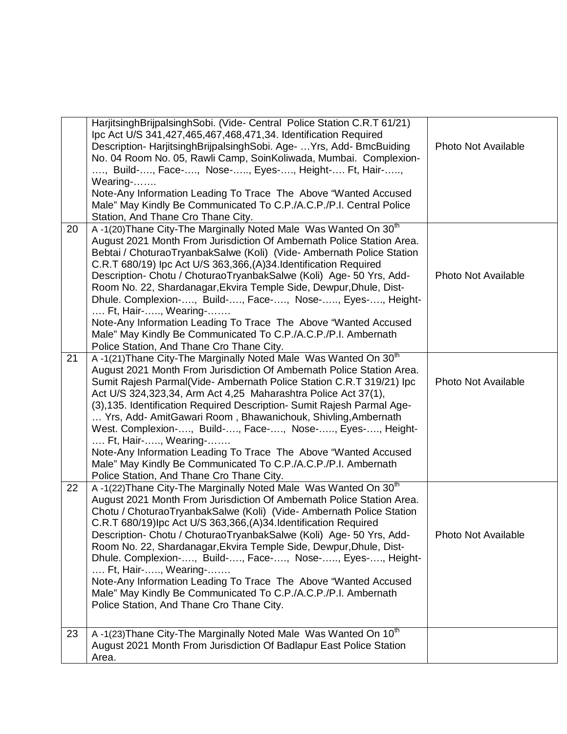|  |  |  |
|---|---|---|
|  | HarjitsinghBrijpalsinghSobi. (Vide- Central Police Station C.R.T 61/21) Ipc Act U/S 341,427,465,467,468,471,34. Identification Required Description- HarjitsinghBrijpalsinghSobi. Age- …Yrs, Add- BmcBuiding No. 04 Room No. 05, Rawli Camp, SoinKoliwada, Mumbai. Complexion-…., Build-…., Face-…., Nose-….., Eyes-…., Height-…. Ft, Hair-….., Wearing-……. Note-Any Information Leading To Trace The Above "Wanted Accused Male" May Kindly Be Communicated To C.P./A.C.P./P.I. Central Police Station, And Thane Cro Thane City. | Photo Not Available |
| 20 | A -1(20)Thane City-The Marginally Noted Male Was Wanted On 30th August 2021 Month From Jurisdiction Of Ambernath Police Station Area. Bebtai / ChoturaoTryanbakSalwe (Koli) (Vide- Ambernath Police Station C.R.T 680/19) Ipc Act U/S 363,366,(A)34.Identification Required Description- Chotu / ChoturaoTryanbakSalwe (Koli) Age- 50 Yrs, Add- Room No. 22, Shardanagar,Ekvira Temple Side, Dewpur,Dhule, Dist- Dhule. Complexion-…., Build-…., Face-…., Nose-….., Eyes-…., Height-…. Ft, Hair-….., Wearing-……. Note-Any Information Leading To Trace The Above "Wanted Accused Male" May Kindly Be Communicated To C.P./A.C.P./P.I. Ambernath Police Station, And Thane Cro Thane City. | Photo Not Available |
| 21 | A -1(21)Thane City-The Marginally Noted Male Was Wanted On 30th August 2021 Month From Jurisdiction Of Ambernath Police Station Area. Sumit Rajesh Parmal(Vide- Ambernath Police Station C.R.T 319/21) Ipc Act U/S 324,323,34, Arm Act 4,25 Maharashtra Police Act 37(1), (3),135. Identification Required Description- Sumit Rajesh Parmal Age-… Yrs, Add- AmitGawari Room , Bhawanichouk, Shivling,Ambernath West. Complexion-…., Build-…., Face-…., Nose-….., Eyes-…., Height-…. Ft, Hair-….., Wearing-……. Note-Any Information Leading To Trace The Above "Wanted Accused Male" May Kindly Be Communicated To C.P./A.C.P./P.I. Ambernath Police Station, And Thane Cro Thane City. | Photo Not Available |
| 22 | A -1(22)Thane City-The Marginally Noted Male Was Wanted On 30th August 2021 Month From Jurisdiction Of Ambernath Police Station Area. Chotu / ChoturaoTryanbakSalwe (Koli) (Vide- Ambernath Police Station C.R.T 680/19)Ipc Act U/S 363,366,(A)34.Identification Required Description- Chotu / ChoturaoTryanbakSalwe (Koli) Age- 50 Yrs, Add- Room No. 22, Shardanagar,Ekvira Temple Side, Dewpur,Dhule, Dist- Dhule. Complexion-…., Build-…., Face-…., Nose-….., Eyes-…., Height-…. Ft, Hair-….., Wearing-……. Note-Any Information Leading To Trace The Above "Wanted Accused Male" May Kindly Be Communicated To C.P./A.C.P./P.I. Ambernath Police Station, And Thane Cro Thane City. | Photo Not Available |
| 23 | A -1(23)Thane City-The Marginally Noted Male Was Wanted On 10th August 2021 Month From Jurisdiction Of Badlapur East Police Station Area. |  |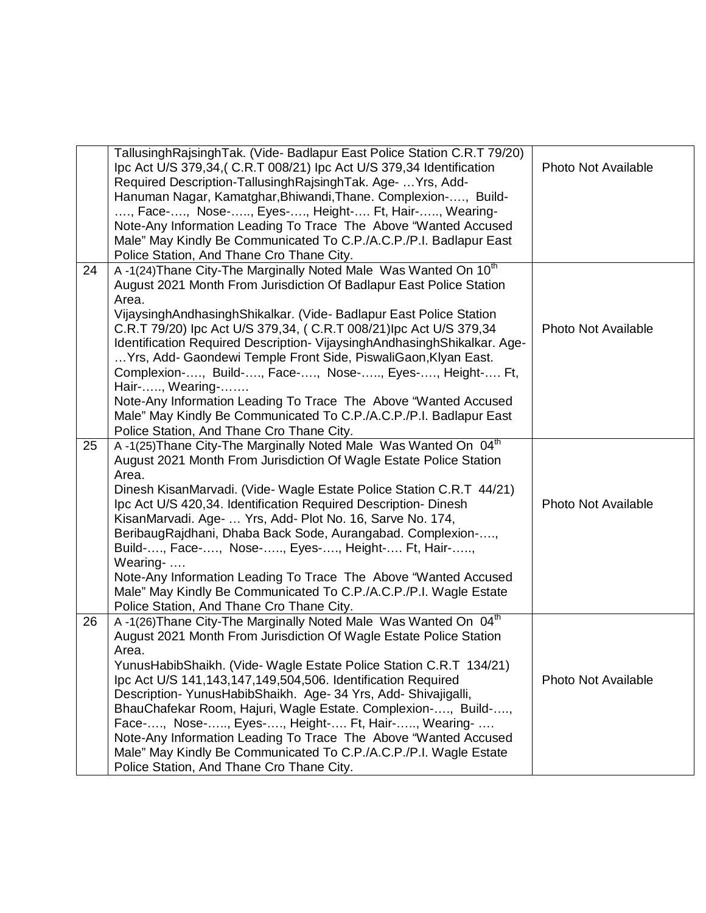| | | |
|---|---|---|
| | TallusinghRajsinghTak. (Vide- Badlapur East Police Station C.R.T 79/20) Ipc Act U/S 379,34,( C.R.T 008/21) Ipc Act U/S 379,34 Identification Required Description-TallusinghRajsinghTak. Age- …Yrs, Add- Hanuman Nagar, Kamatghar,Bhiwandi,Thane. Complexion-…., Build-…., Face-…., Nose-….., Eyes-…., Height-…. Ft, Hair-….., Wearing- Note-Any Information Leading To Trace The Above "Wanted Accused Male" May Kindly Be Communicated To C.P./A.C.P./P.I. Badlapur East Police Station, And Thane Cro Thane City. | Photo Not Available |
| 24 | A -1(24)Thane City-The Marginally Noted Male Was Wanted On 10th August 2021 Month From Jurisdiction Of Badlapur East Police Station Area. VijaysinghAndhasinghShikalkar. (Vide- Badlapur East Police Station C.R.T 79/20) Ipc Act U/S 379,34, ( C.R.T 008/21)Ipc Act U/S 379,34 Identification Required Description- VijaysinghAndhasinghShikalkar. Age- …Yrs, Add- Gaondewi Temple Front Side, PiswaliGaon,Klyan East. Complexion-…., Build-…., Face-…., Nose-….., Eyes-…., Height-…. Ft, Hair-….., Wearing-……. Note-Any Information Leading To Trace The Above "Wanted Accused Male" May Kindly Be Communicated To C.P./A.C.P./P.I. Badlapur East Police Station, And Thane Cro Thane City. | Photo Not Available |
| 25 | A -1(25)Thane City-The Marginally Noted Male Was Wanted On 04th August 2021 Month From Jurisdiction Of Wagle Estate Police Station Area. Dinesh KisanMarvadi. (Vide- Wagle Estate Police Station C.R.T 44/21) Ipc Act U/S 420,34. Identification Required Description- Dinesh KisanMarvadi. Age- … Yrs, Add- Plot No. 16, Sarve No. 174, BeribaugRajdhani, Dhaba Back Sode, Aurangabad. Complexion-…., Build-…., Face-…., Nose-….., Eyes-…., Height-…. Ft, Hair-….., Wearing- …. Note-Any Information Leading To Trace The Above "Wanted Accused Male" May Kindly Be Communicated To C.P./A.C.P./P.I. Wagle Estate Police Station, And Thane Cro Thane City. | Photo Not Available |
| 26 | A -1(26)Thane City-The Marginally Noted Male Was Wanted On 04th August 2021 Month From Jurisdiction Of Wagle Estate Police Station Area. YunusHabibShaikh. (Vide- Wagle Estate Police Station C.R.T 134/21) Ipc Act U/S 141,143,147,149,504,506. Identification Required Description- YunusHabibShaikh. Age- 34 Yrs, Add- Shivajigalli, BhauChafekar Room, Hajuri, Wagle Estate. Complexion-…., Build-…., Face-…., Nose-….., Eyes-…., Height-…. Ft, Hair-….., Wearing- …. Note-Any Information Leading To Trace The Above "Wanted Accused Male" May Kindly Be Communicated To C.P./A.C.P./P.I. Wagle Estate Police Station, And Thane Cro Thane City. | Photo Not Available |